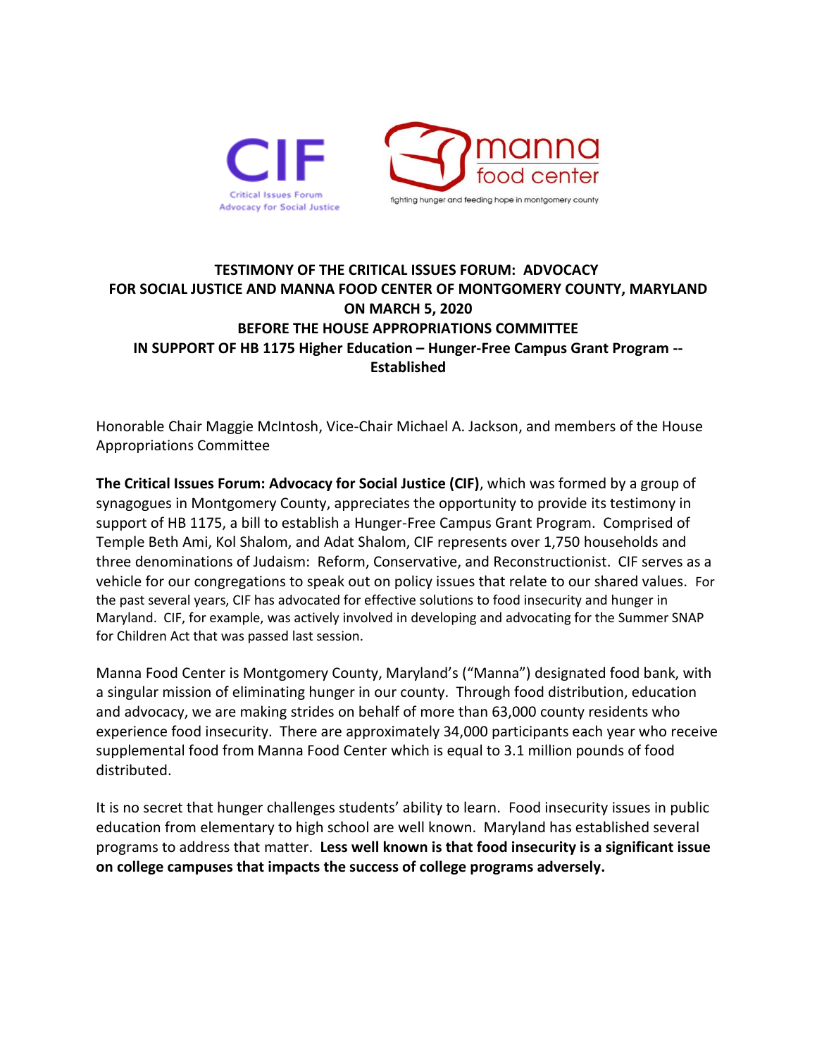CIF
Critical Issues Forum
Advocacy for Social Justice

manna food center
fighting hunger and feeding hope in montgomery county

**TESTIMONY OF THE CRITICAL ISSUES FORUM: ADVOCACY FOR SOCIAL JUSTICE AND MANNA FOOD CENTER OF MONTGOMERY COUNTY, MARYLAND ON MARCH 5, 2020 BEFORE THE HOUSE APPROPRIATIONS COMMITTEE IN SUPPORT OF HB 1175 Higher Education – Hunger-Free Campus Grant Program -- Established**

Honorable Chair Maggie McIntosh, Vice-Chair Michael A. Jackson, and members of the House Appropriations Committee

**The Critical Issues Forum: Advocacy for Social Justice (CIF)**, which was formed by a group of synagogues in Montgomery County, appreciates the opportunity to provide its testimony in support of HB 1175, a bill to establish a Hunger-Free Campus Grant Program. Comprised of Temple Beth Ami, Kol Shalom, and Adat Shalom, CIF represents over 1,750 households and three denominations of Judaism: Reform, Conservative, and Reconstructionist. CIF serves as a vehicle for our congregations to speak out on policy issues that relate to our shared values. For the past several years, CIF has advocated for effective solutions to food insecurity and hunger in Maryland. CIF, for example, was actively involved in developing and advocating for the Summer SNAP for Children Act that was passed last session.

Manna Food Center is Montgomery County, Maryland's ("Manna") designated food bank, with a singular mission of eliminating hunger in our county. Through food distribution, education and advocacy, we are making strides on behalf of more than 63,000 county residents who experience food insecurity. There are approximately 34,000 participants each year who receive supplemental food from Manna Food Center which is equal to 3.1 million pounds of food distributed.

It is no secret that hunger challenges students' ability to learn. Food insecurity issues in public education from elementary to high school are well known. Maryland has established several programs to address that matter. **Less well known is that food insecurity is a significant issue on college campuses that impacts the success of college programs adversely.**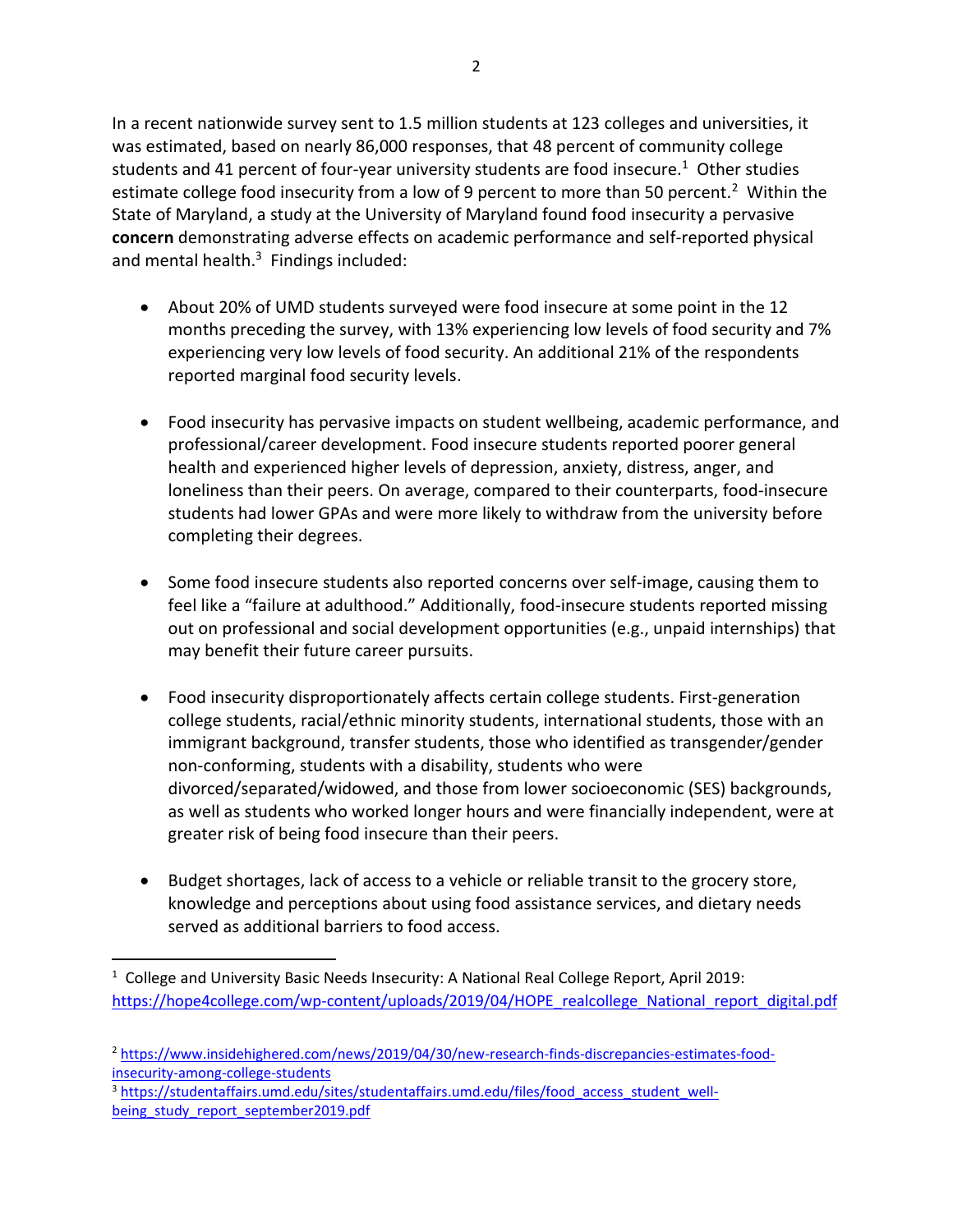In a recent nationwide survey sent to 1.5 million students at 123 colleges and universities, it was estimated, based on nearly 86,000 responses, that 48 percent of community college students and 41 percent of four-year university students are food insecure.[1] Other studies estimate college food insecurity from a low of 9 percent to more than 50 percent.[2] Within the State of Maryland, a study at the University of Maryland found food insecurity a pervasive **concern** demonstrating adverse effects on academic performance and self-reported physical and mental health.[3] Findings included:

- About 20% of UMD students surveyed were food insecure at some point in the 12 months preceding the survey, with 13% experiencing low levels of food security and 7% experiencing very low levels of food security. An additional 21% of the respondents reported marginal food security levels.

- Food insecurity has pervasive impacts on student wellbeing, academic performance, and professional/career development. Food insecure students reported poorer general health and experienced higher levels of depression, anxiety, distress, anger, and loneliness than their peers. On average, compared to their counterparts, food-insecure students had lower GPAs and were more likely to withdraw from the university before completing their degrees.

- Some food insecure students also reported concerns over self-image, causing them to feel like a "failure at adulthood." Additionally, food-insecure students reported missing out on professional and social development opportunities (e.g., unpaid internships) that may benefit their future career pursuits.

- Food insecurity disproportionately affects certain college students. First-generation college students, racial/ethnic minority students, international students, those with an immigrant background, transfer students, those who identified as transgender/gender non-conforming, students with a disability, students who were divorced/separated/widowed, and those from lower socioeconomic (SES) backgrounds, as well as students who worked longer hours and were financially independent, were at greater risk of being food insecure than their peers.

- Budget shortages, lack of access to a vehicle or reliable transit to the grocery store, knowledge and perceptions about using food assistance services, and dietary needs served as additional barriers to food access.

---

[1] College and University Basic Needs Insecurity: A National Real College Report, April 2019: https://hope4college.com/wp-content/uploads/2019/04/HOPE_realcollege_National_report_digital.pdf

[2] https://www.insidehighered.com/news/2019/04/30/new-research-finds-discrepancies-estimates-food-insecurity-among-college-students

[3] https://studentaffairs.umd.edu/sites/studentaffairs.umd.edu/files/food_access_student_well-being_study_report_september2019.pdf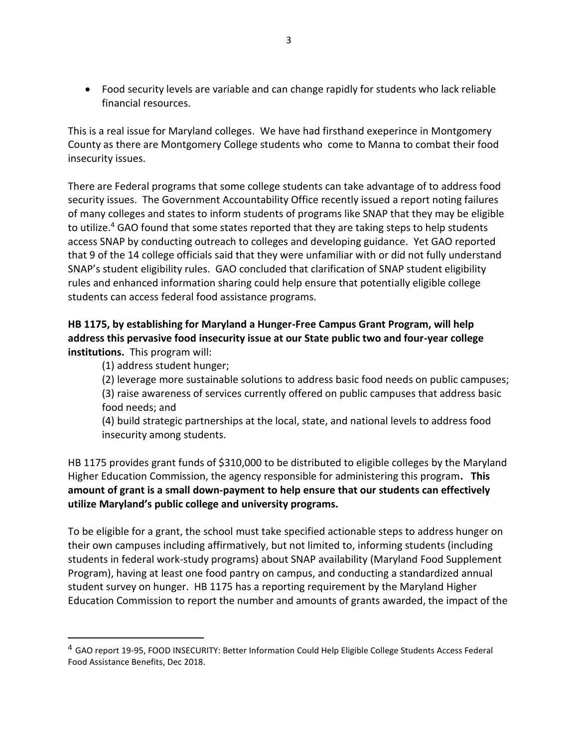- Food security levels are variable and can change rapidly for students who lack reliable financial resources.

This is a real issue for Maryland colleges. We have had firsthand exeperince in Montgomery County as there are Montgomery College students who come to Manna to combat their food insecurity issues.

There are Federal programs that some college students can take advantage of to address food security issues. The Government Accountability Office recently issued a report noting failures of many colleges and states to inform students of programs like SNAP that they may be eligible to utilize.[4] GAO found that some states reported that they are taking steps to help students access SNAP by conducting outreach to colleges and developing guidance. Yet GAO reported that 9 of the 14 college officials said that they were unfamiliar with or did not fully understand SNAP's student eligibility rules. GAO concluded that clarification of SNAP student eligibility rules and enhanced information sharing could help ensure that potentially eligible college students can access federal food assistance programs.

**HB 1175, by establishing for Maryland a Hunger-Free Campus Grant Program, will help address this pervasive food insecurity issue at our State public two and four-year college institutions.** This program will:

(1) address student hunger;

(2) leverage more sustainable solutions to address basic food needs on public campuses;

(3) raise awareness of services currently offered on public campuses that address basic food needs; and

(4) build strategic partnerships at the local, state, and national levels to address food insecurity among students.

HB 1175 provides grant funds of $310,000 to be distributed to eligible colleges by the Maryland Higher Education Commission, the agency responsible for administering this program**. This amount of grant is a small down-payment to help ensure that our students can effectively utilize Maryland's public college and university programs.**

To be eligible for a grant, the school must take specified actionable steps to address hunger on their own campuses including affirmatively, but not limited to, informing students (including students in federal work-study programs) about SNAP availability (Maryland Food Supplement Program), having at least one food pantry on campus, and conducting a standardized annual student survey on hunger. HB 1175 has a reporting requirement by the Maryland Higher Education Commission to report the number and amounts of grants awarded, the impact of the

---

[4] GAO report 19-95, FOOD INSECURITY: Better Information Could Help Eligible College Students Access Federal Food Assistance Benefits, Dec 2018.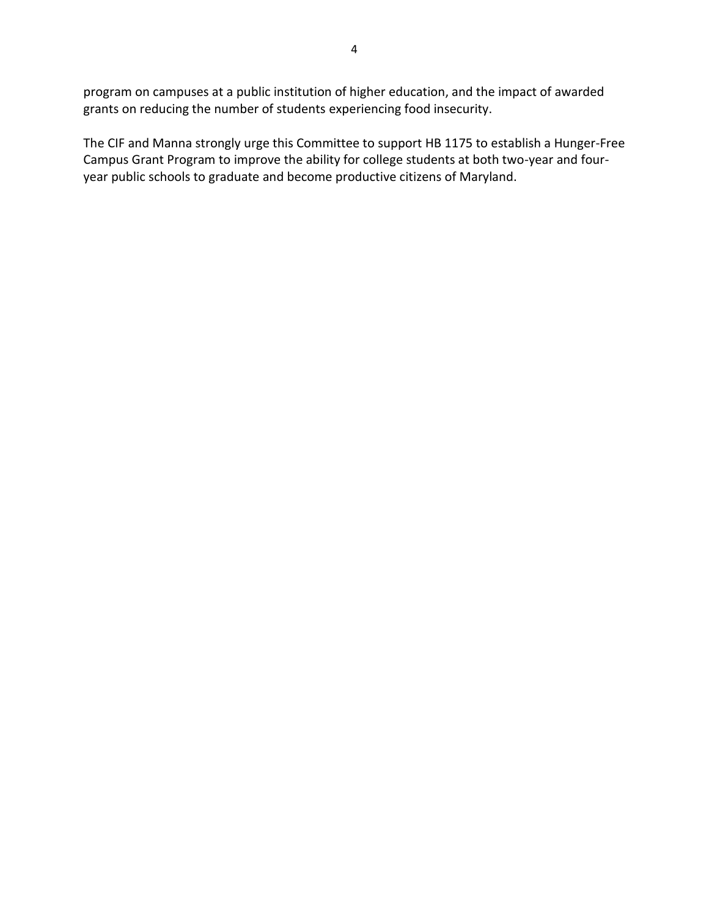program on campuses at a public institution of higher education, and the impact of awarded grants on reducing the number of students experiencing food insecurity.

The CIF and Manna strongly urge this Committee to support HB 1175 to establish a Hunger-Free Campus Grant Program to improve the ability for college students at both two-year and four-year public schools to graduate and become productive citizens of Maryland.